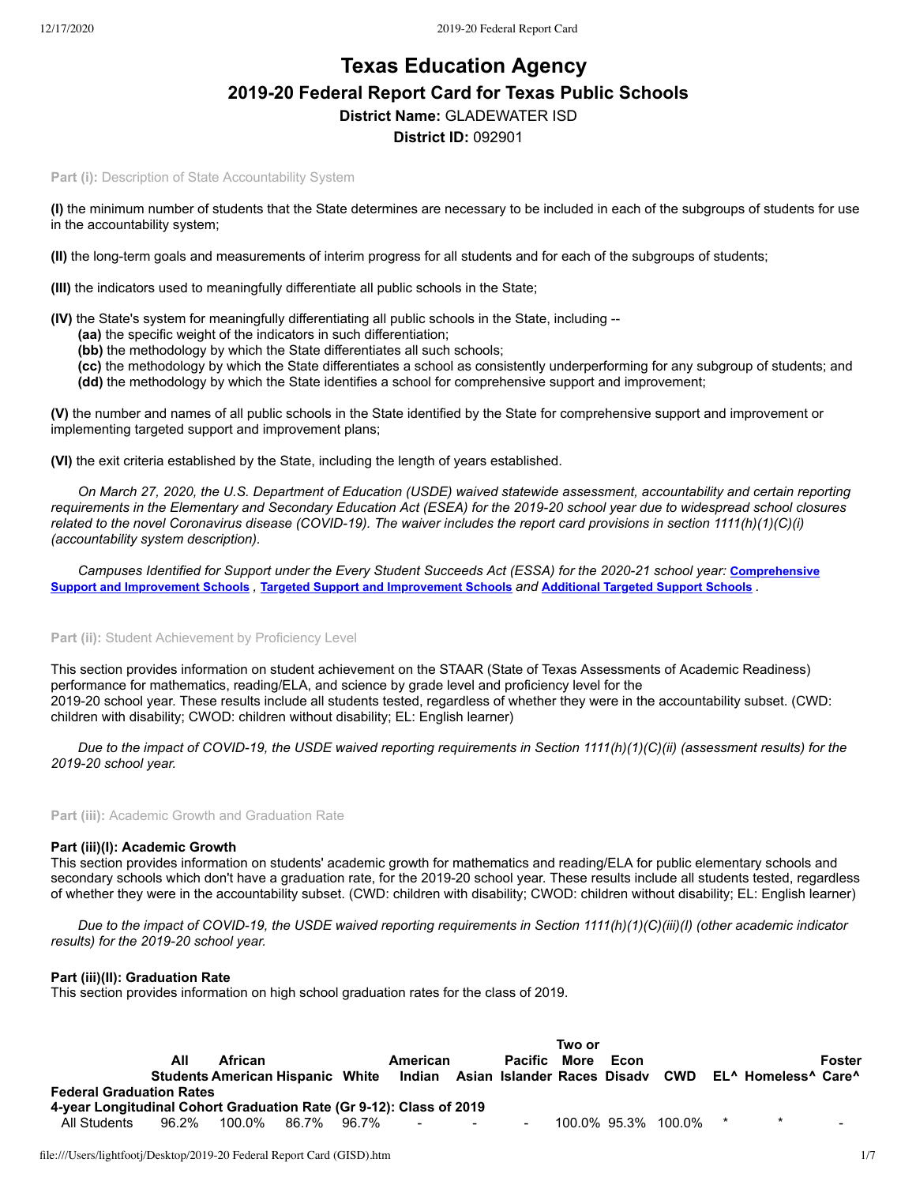# Texas Education Agency

## 2019-20 Federal Report Card for Texas Public Schools

**District Name:** GLADEWATER ISD

**District ID:** 092901

**Part (i):** Description of State Accountability System

**(I)** the minimum number of students that the State determines are necessary to be included in each of the subgroups of students for use in the accountability system;

**(II)** the long-term goals and measurements of interim progress for all students and for each of the subgroups of students;

**(III)** the indicators used to meaningfully differentiate all public schools in the State;

**(IV)** the State's system for meaningfully differentiating all public schools in the State, including --
- **(aa)** the specific weight of the indicators in such differentiation;
- **(bb)** the methodology by which the State differentiates all such schools;
- **(cc)** the methodology by which the State differentiates a school as consistently underperforming for any subgroup of students; and
- **(dd)** the methodology by which the State identifies a school for comprehensive support and improvement;

**(V)** the number and names of all public schools in the State identified by the State for comprehensive support and improvement or implementing targeted support and improvement plans;

**(VI)** the exit criteria established by the State, including the length of years established.

*On March 27, 2020, the U.S. Department of Education (USDE) waived statewide assessment, accountability and certain reporting requirements in the Elementary and Secondary Education Act (ESEA) for the 2019-20 school year due to widespread school closures related to the novel Coronavirus disease (COVID-19). The waiver includes the report card provisions in section 1111(h)(1)(C)(i) (accountability system description).*

*Campuses Identified for Support under the Every Student Succeeds Act (ESSA) for the 2020-21 school year:* **Comprehensive Support and Improvement Schools** *,* **Targeted Support and Improvement Schools** *and* **Additional Targeted Support Schools** *.*

**Part (ii):** Student Achievement by Proficiency Level

This section provides information on student achievement on the STAAR (State of Texas Assessments of Academic Readiness) performance for mathematics, reading/ELA, and science by grade level and proficiency level for the 2019-20 school year. These results include all students tested, regardless of whether they were in the accountability subset. (CWD: children with disability; CWOD: children without disability; EL: English learner)

*Due to the impact of COVID-19, the USDE waived reporting requirements in Section 1111(h)(1)(C)(ii) (assessment results) for the 2019-20 school year.*

**Part (iii):** Academic Growth and Graduation Rate

**Part (iii)(I): Academic Growth**

This section provides information on students' academic growth for mathematics and reading/ELA for public elementary schools and secondary schools which don't have a graduation rate, for the 2019-20 school year. These results include all students tested, regardless of whether they were in the accountability subset. (CWD: children with disability; CWOD: children without disability; EL: English learner)

*Due to the impact of COVID-19, the USDE waived reporting requirements in Section 1111(h)(1)(C)(iii)(I) (other academic indicator results) for the 2019-20 school year.*

**Part (iii)(II): Graduation Rate**

This section provides information on high school graduation rates for the class of 2019.

| | All Students | African American | Hispanic | White | American Indian | Asian | Pacific Islander | Two or More Races | Econ Disadv | CWD | EL^ | Homeless^ | Foster Care^ |
|---|---|---|---|---|---|---|---|---|---|---|---|---|---|
| **Federal Graduation Rates** | | | | | | | | | | | | | |
| **4-year Longitudinal Cohort Graduation Rate (Gr 9-12): Class of 2019** | | | | | | | | | | | | | |
| All Students | 96.2% | 100.0% | 86.7% | 96.7% | - | - | - | 100.0% | 95.3% | 100.0% | * | * | - |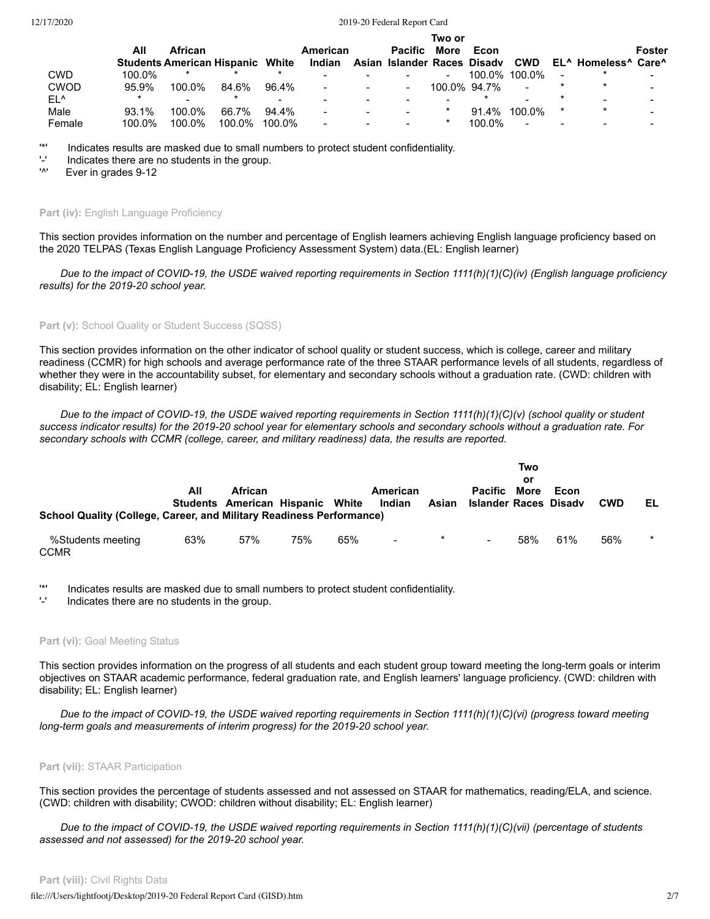| | All Students | African American | Hispanic | White | American Indian | Asian | Pacific Islander | Two or More Races | Econ Disadv | CWD | EL^ | Homeless^ | Foster Care^ |
|---|---|---|---|---|---|---|---|---|---|---|---|---|---|
| CWD | 100.0% | * | * | * | - | - | - | - | 100.0% | 100.0% | - | * | - |
| CWOD | 95.9% | 100.0% | 84.6% | 96.4% | - | - | - | 100.0% | 94.7% | - | * | * | - |
| EL^ | * | - | * | - | - | - | - | - | * | - | * | - | - |
| Male | 93.1% | 100.0% | 66.7% | 94.4% | - | - | - | * | 91.4% | 100.0% | * | * | - |
| Female | 100.0% | 100.0% | 100.0% | 100.0% | - | - | - | * | 100.0% | - | - | - | - |

'*' Indicates results are masked due to small numbers to protect student confidentiality.
'-' Indicates there are no students in the group.
'^' Ever in grades 9-12

#### Part (iv): English Language Proficiency

This section provides information on the number and percentage of English learners achieving English language proficiency based on the 2020 TELPAS (Texas English Language Proficiency Assessment System) data.(EL: English learner)

*Due to the impact of COVID-19, the USDE waived reporting requirements in Section 1111(h)(1)(C)(iv) (English language proficiency results) for the 2019-20 school year.*

#### Part (v): School Quality or Student Success (SQSS)

This section provides information on the other indicator of school quality or student success, which is college, career and military readiness (CCMR) for high schools and average performance rate of the three STAAR performance levels of all students, regardless of whether they were in the accountability subset, for elementary and secondary schools without a graduation rate. (CWD: children with disability; EL: English learner)

*Due to the impact of COVID-19, the USDE waived reporting requirements in Section 1111(h)(1)(C)(v) (school quality or student success indicator results) for the 2019-20 school year for elementary schools and secondary schools without a graduation rate. For secondary schools with CCMR (college, career, and military readiness) data, the results are reported.*

| | All Students | African American | Hispanic | White | American Indian | Asian | Pacific Islander | Two or More Races | Econ Disadv | CWD | EL |
|---|---|---|---|---|---|---|---|---|---|---|---|
| **School Quality (College, Career, and Military Readiness Performance)** | | | | | | | | | | | |
| %Students meeting CCMR | 63% | 57% | 75% | 65% | - | * | - | 58% | 61% | 56% | * |

'*' Indicates results are masked due to small numbers to protect student confidentiality.
'-' Indicates there are no students in the group.

#### Part (vi): Goal Meeting Status

This section provides information on the progress of all students and each student group toward meeting the long-term goals or interim objectives on STAAR academic performance, federal graduation rate, and English learners' language proficiency. (CWD: children with disability; EL: English learner)

*Due to the impact of COVID-19, the USDE waived reporting requirements in Section 1111(h)(1)(C)(vi) (progress toward meeting long-term goals and measurements of interim progress) for the 2019-20 school year.*

#### Part (vii): STAAR Participation

This section provides the percentage of students assessed and not assessed on STAAR for mathematics, reading/ELA, and science. (CWD: children with disability; CWOD: children without disability; EL: English learner)

*Due to the impact of COVID-19, the USDE waived reporting requirements in Section 1111(h)(1)(C)(vii) (percentage of students assessed and not assessed) for the 2019-20 school year.*

#### Part (viii): Civil Rights Data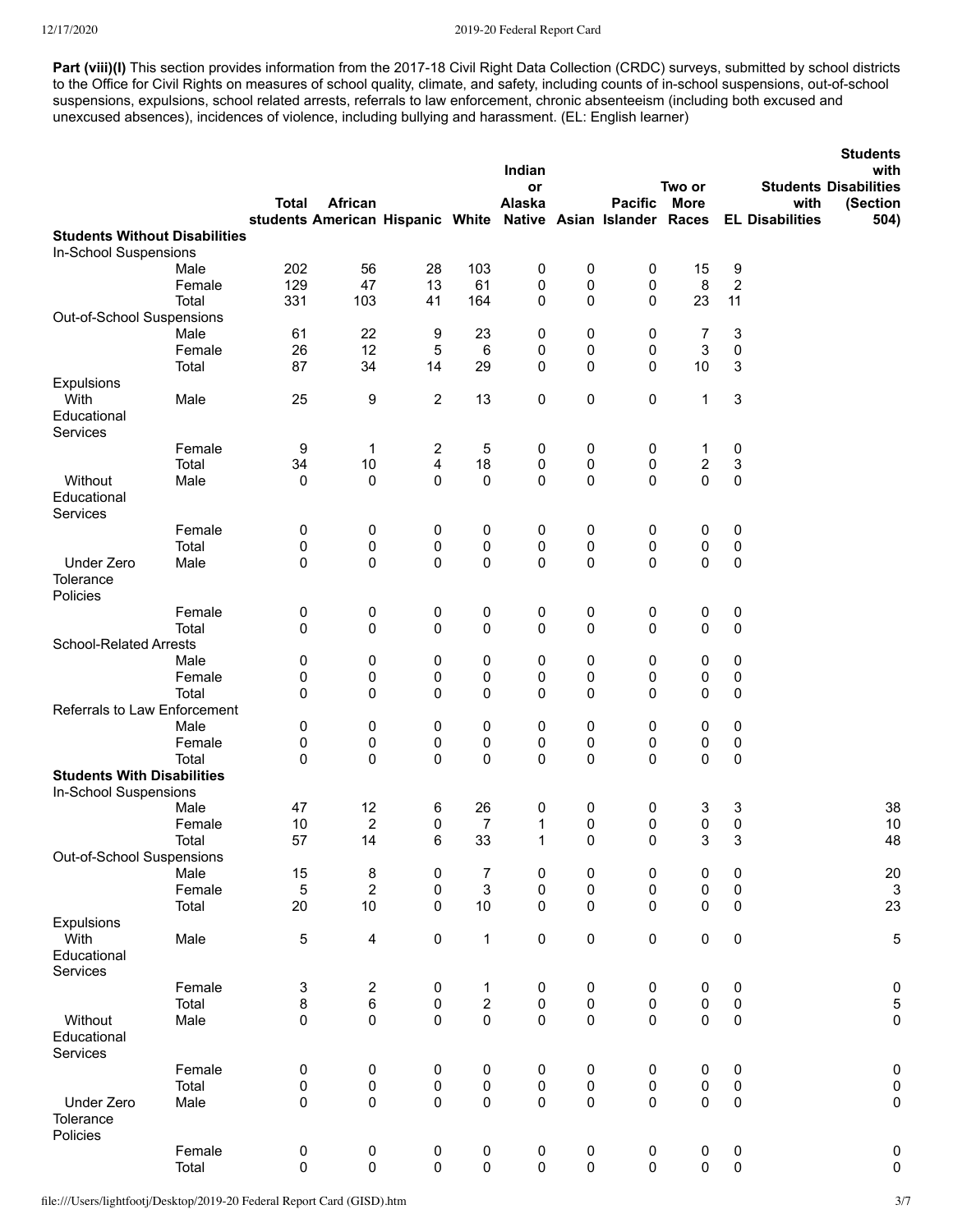**Part (viii)(I)** This section provides information from the 2017-18 Civil Right Data Collection (CRDC) surveys, submitted by school districts to the Office for Civil Rights on measures of school quality, climate, and safety, including counts of in-school suspensions, out-of-school suspensions, expulsions, school related arrests, referrals to law enforcement, chronic absenteeism (including both excused and unexcused absences), incidences of violence, including bullying and harassment. (EL: English learner)

| | | Total students | African American | Hispanic | White | Indian or Alaska Native | Asian | Pacific Islander | Two or More Races | EL | Students with Disabilities | Students with Disabilities (Section 504) |
|---|---|---|---|---|---|---|---|---|---|---|---|---|
| **Students Without Disabilities** | | | | | | | | | | | | |
| In-School Suspensions | | | | | | | | | | | | |
| | Male | 202 | 56 | 28 | 103 | 0 | 0 | 0 | 15 | 9 | | |
| | Female | 129 | 47 | 13 | 61 | 0 | 0 | 0 | 8 | 2 | | |
| | Total | 331 | 103 | 41 | 164 | 0 | 0 | 0 | 23 | 11 | | |
| Out-of-School Suspensions | | | | | | | | | | | | |
| | Male | 61 | 22 | 9 | 23 | 0 | 0 | 0 | 7 | 3 | | |
| | Female | 26 | 12 | 5 | 6 | 0 | 0 | 0 | 3 | 0 | | |
| | Total | 87 | 34 | 14 | 29 | 0 | 0 | 0 | 10 | 3 | | |
| Expulsions | | | | | | | | | | | | |
| With Educational Services | Male | 25 | 9 | 2 | 13 | 0 | 0 | 0 | 1 | 3 | | |
| | Female | 9 | 1 | 2 | 5 | 0 | 0 | 0 | 1 | 0 | | |
| | Total | 34 | 10 | 4 | 18 | 0 | 0 | 0 | 2 | 3 | | |
| Without Educational Services | Male | 0 | 0 | 0 | 0 | 0 | 0 | 0 | 0 | 0 | | |
| | Female | 0 | 0 | 0 | 0 | 0 | 0 | 0 | 0 | 0 | | |
| | Total | 0 | 0 | 0 | 0 | 0 | 0 | 0 | 0 | 0 | | |
| Under Zero Tolerance Policies | Male | 0 | 0 | 0 | 0 | 0 | 0 | 0 | 0 | 0 | | |
| | Female | 0 | 0 | 0 | 0 | 0 | 0 | 0 | 0 | 0 | | |
| | Total | 0 | 0 | 0 | 0 | 0 | 0 | 0 | 0 | 0 | | |
| School-Related Arrests | | | | | | | | | | | | |
| | Male | 0 | 0 | 0 | 0 | 0 | 0 | 0 | 0 | 0 | | |
| | Female | 0 | 0 | 0 | 0 | 0 | 0 | 0 | 0 | 0 | | |
| | Total | 0 | 0 | 0 | 0 | 0 | 0 | 0 | 0 | 0 | | |
| Referrals to Law Enforcement | | | | | | | | | | | | |
| | Male | 0 | 0 | 0 | 0 | 0 | 0 | 0 | 0 | 0 | | |
| | Female | 0 | 0 | 0 | 0 | 0 | 0 | 0 | 0 | 0 | | |
| | Total | 0 | 0 | 0 | 0 | 0 | 0 | 0 | 0 | 0 | | |
| **Students With Disabilities** | | | | | | | | | | | | |
| In-School Suspensions | | | | | | | | | | | | |
| | Male | 47 | 12 | 6 | 26 | 0 | 0 | 0 | 3 | 3 | | 38 |
| | Female | 10 | 2 | 0 | 7 | 1 | 0 | 0 | 0 | 0 | | 10 |
| | Total | 57 | 14 | 6 | 33 | 1 | 0 | 0 | 3 | 3 | | 48 |
| Out-of-School Suspensions | | | | | | | | | | | | |
| | Male | 15 | 8 | 0 | 7 | 0 | 0 | 0 | 0 | 0 | | 20 |
| | Female | 5 | 2 | 0 | 3 | 0 | 0 | 0 | 0 | 0 | | 3 |
| | Total | 20 | 10 | 0 | 10 | 0 | 0 | 0 | 0 | 0 | | 23 |
| Expulsions | | | | | | | | | | | | |
| With Educational Services | Male | 5 | 4 | 0 | 1 | 0 | 0 | 0 | 0 | 0 | | 5 |
| | Female | 3 | 2 | 0 | 1 | 0 | 0 | 0 | 0 | 0 | | 0 |
| | Total | 8 | 6 | 0 | 2 | 0 | 0 | 0 | 0 | 0 | | 5 |
| Without Educational Services | Male | 0 | 0 | 0 | 0 | 0 | 0 | 0 | 0 | 0 | | 0 |
| | Female | 0 | 0 | 0 | 0 | 0 | 0 | 0 | 0 | 0 | | 0 |
| | Total | 0 | 0 | 0 | 0 | 0 | 0 | 0 | 0 | 0 | | 0 |
| Under Zero Tolerance Policies | Male | 0 | 0 | 0 | 0 | 0 | 0 | 0 | 0 | 0 | | 0 |
| | Female | 0 | 0 | 0 | 0 | 0 | 0 | 0 | 0 | 0 | | 0 |
| | Total | 0 | 0 | 0 | 0 | 0 | 0 | 0 | 0 | 0 | | 0 |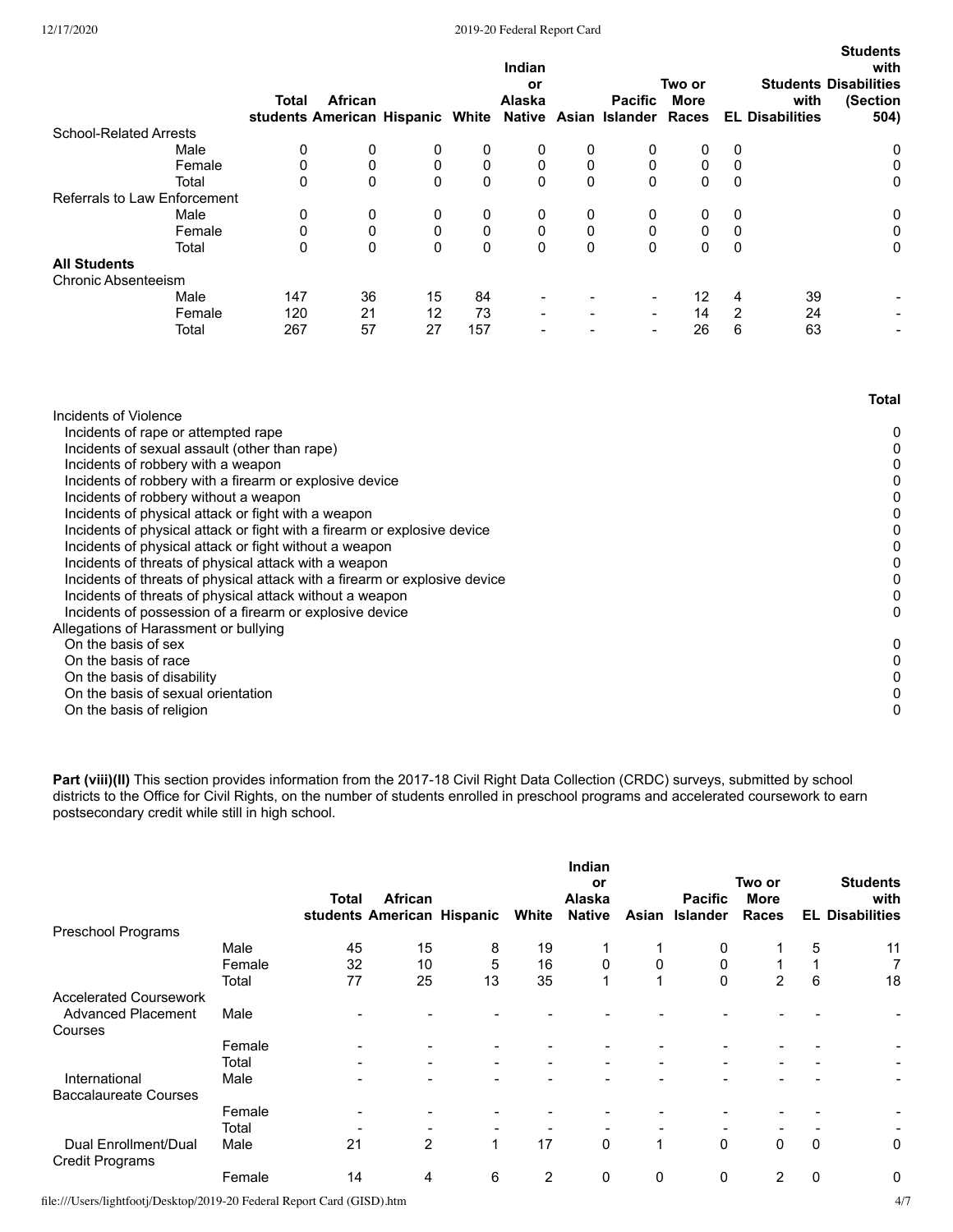| | | Total students | African American | Hispanic | White | Indian or Alaska Native | Asian | Pacific Islander | Two or More Races | EL | Students with Disabilities | Students with Disabilities (Section 504) |
|---|---|---|---|---|---|---|---|---|---|---|---|---|
| School-Related Arrests | | | | | | | | | | | | |
| | Male | 0 | 0 | 0 | 0 | 0 | 0 | 0 | 0 | 0 | | 0 |
| | Female | 0 | 0 | 0 | 0 | 0 | 0 | 0 | 0 | 0 | | 0 |
| | Total | 0 | 0 | 0 | 0 | 0 | 0 | 0 | 0 | 0 | | 0 |
| Referrals to Law Enforcement | | | | | | | | | | | | |
| | Male | 0 | 0 | 0 | 0 | 0 | 0 | 0 | 0 | 0 | | 0 |
| | Female | 0 | 0 | 0 | 0 | 0 | 0 | 0 | 0 | 0 | | 0 |
| | Total | 0 | 0 | 0 | 0 | 0 | 0 | 0 | 0 | 0 | | 0 |
| **All Students** | | | | | | | | | | | | |
| Chronic Absenteeism | | | | | | | | | | | | |
| | Male | 147 | 36 | 15 | 84 | - | - | - | 12 | 4 | 39 | - |
| | Female | 120 | 21 | 12 | 73 | - | - | - | 14 | 2 | 24 | - |
| | Total | 267 | 57 | 27 | 157 | - | - | - | 26 | 6 | 63 | - |

| | **Total** |
|---|---|
| Incidents of Violence | |
| Incidents of rape or attempted rape | 0 |
| Incidents of sexual assault (other than rape) | 0 |
| Incidents of robbery with a weapon | 0 |
| Incidents of robbery with a firearm or explosive device | 0 |
| Incidents of robbery without a weapon | 0 |
| Incidents of physical attack or fight with a weapon | 0 |
| Incidents of physical attack or fight with a firearm or explosive device | 0 |
| Incidents of physical attack or fight without a weapon | 0 |
| Incidents of threats of physical attack with a weapon | 0 |
| Incidents of threats of physical attack with a firearm or explosive device | 0 |
| Incidents of threats of physical attack without a weapon | 0 |
| Incidents of possession of a firearm or explosive device | 0 |
| Allegations of Harassment or bullying | |
| On the basis of sex | 0 |
| On the basis of race | 0 |
| On the basis of disability | 0 |
| On the basis of sexual orientation | 0 |
| On the basis of religion | 0 |

**Part (viii)(II)** This section provides information from the 2017-18 Civil Right Data Collection (CRDC) surveys, submitted by school districts to the Office for Civil Rights, on the number of students enrolled in preschool programs and accelerated coursework to earn postsecondary credit while still in high school.

| | | Total students | African American | Hispanic | White | Indian or Alaska Native | Asian | Pacific Islander | Two or More Races | EL | Students with Disabilities |
|---|---|---|---|---|---|---|---|---|---|---|---|
| Preschool Programs | | | | | | | | | | | |
| | Male | 45 | 15 | 8 | 19 | 1 | 1 | 0 | 1 | 5 | 11 |
| | Female | 32 | 10 | 5 | 16 | 0 | 0 | 0 | 1 | 1 | 7 |
| | Total | 77 | 25 | 13 | 35 | 1 | 1 | 0 | 2 | 6 | 18 |
| Accelerated Coursework | | | | | | | | | | | |
| Advanced Placement Courses | Male | - | - | - | - | - | - | - | - | - | - |
| | Female | - | - | - | - | - | - | - | - | - | - |
| | Total | - | - | - | - | - | - | - | - | - | - |
| International Baccalaureate Courses | Male | - | - | - | - | - | - | - | - | - | - |
| | Female | - | - | - | - | - | - | - | - | - | - |
| | Total | - | - | - | - | - | - | - | - | - | - |
| Dual Enrollment/Dual Credit Programs | Male | 21 | 2 | 1 | 17 | 0 | 1 | 0 | 0 | 0 | 0 |
| | Female | 14 | 4 | 6 | 2 | 0 | 0 | 0 | 2 | 0 | 0 |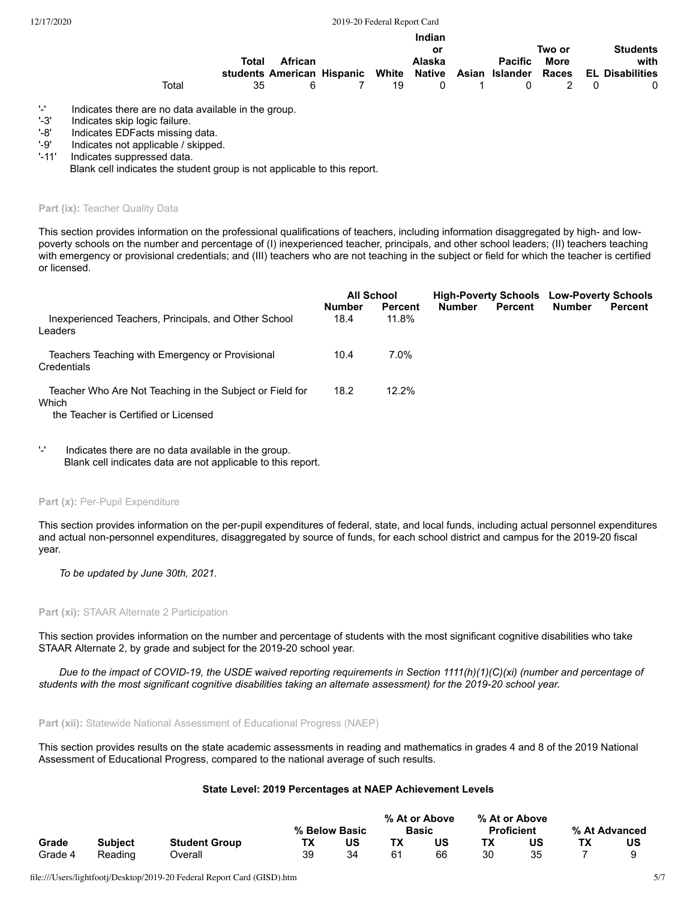| | Total students | African American | Hispanic | White | Indian or Alaska Native | Asian | Pacific Islander | Two or More Races | EL | Students with Disabilities |
|---|---|---|---|---|---|---|---|---|---|---|
| Total | 35 | 6 | 7 | 19 | 0 | 1 | 0 | 2 | 0 | 0 |

'-' Indicates there are no data available in the group.
'-3' Indicates skip logic failure.
'-8' Indicates EDFacts missing data.
'-9' Indicates not applicable / skipped.
'-11' Indicates suppressed data.
Blank cell indicates the student group is not applicable to this report.

#### Part (ix): Teacher Quality Data

This section provides information on the professional qualifications of teachers, including information disaggregated by high- and low-poverty schools on the number and percentage of (I) inexperienced teacher, principals, and other school leaders; (II) teachers teaching with emergency or provisional credentials; and (III) teachers who are not teaching in the subject or field for which the teacher is certified or licensed.

| | All School | | High-Poverty Schools | | Low-Poverty Schools | |
|---|---|---|---|---|---|---|
| | Number | Percent | Number | Percent | Number | Percent |
| Inexperienced Teachers, Principals, and Other School Leaders | 18.4 | 11.8% | | | | |
| Teachers Teaching with Emergency or Provisional Credentials | 10.4 | 7.0% | | | | |
| Teacher Who Are Not Teaching in the Subject or Field for Which the Teacher is Certified or Licensed | 18.2 | 12.2% | | | | |

'-' Indicates there are no data available in the group.
Blank cell indicates data are not applicable to this report.

#### Part (x): Per-Pupil Expenditure

This section provides information on the per-pupil expenditures of federal, state, and local funds, including actual personnel expenditures and actual non-personnel expenditures, disaggregated by source of funds, for each school district and campus for the 2019-20 fiscal year.

*To be updated by June 30th, 2021.*

#### Part (xi): STAAR Alternate 2 Participation

This section provides information on the number and percentage of students with the most significant cognitive disabilities who take STAAR Alternate 2, by grade and subject for the 2019-20 school year.

*Due to the impact of COVID-19, the USDE waived reporting requirements in Section 1111(h)(1)(C)(xi) (number and percentage of students with the most significant cognitive disabilities taking an alternate assessment) for the 2019-20 school year.*

#### Part (xii): Statewide National Assessment of Educational Progress (NAEP)

This section provides results on the state academic assessments in reading and mathematics in grades 4 and 8 of the 2019 National Assessment of Educational Progress, compared to the national average of such results.

**State Level: 2019 Percentages at NAEP Achievement Levels**

| | | | % Below Basic | | % At or Above Basic | | % At or Above Proficient | | % At Advanced | |
|---|---|---|---|---|---|---|---|---|---|---|
| Grade | Subject | Student Group | TX | US | TX | US | TX | US | TX | US |
| Grade 4 | Reading | Overall | 39 | 34 | 61 | 66 | 30 | 35 | 7 | 9 |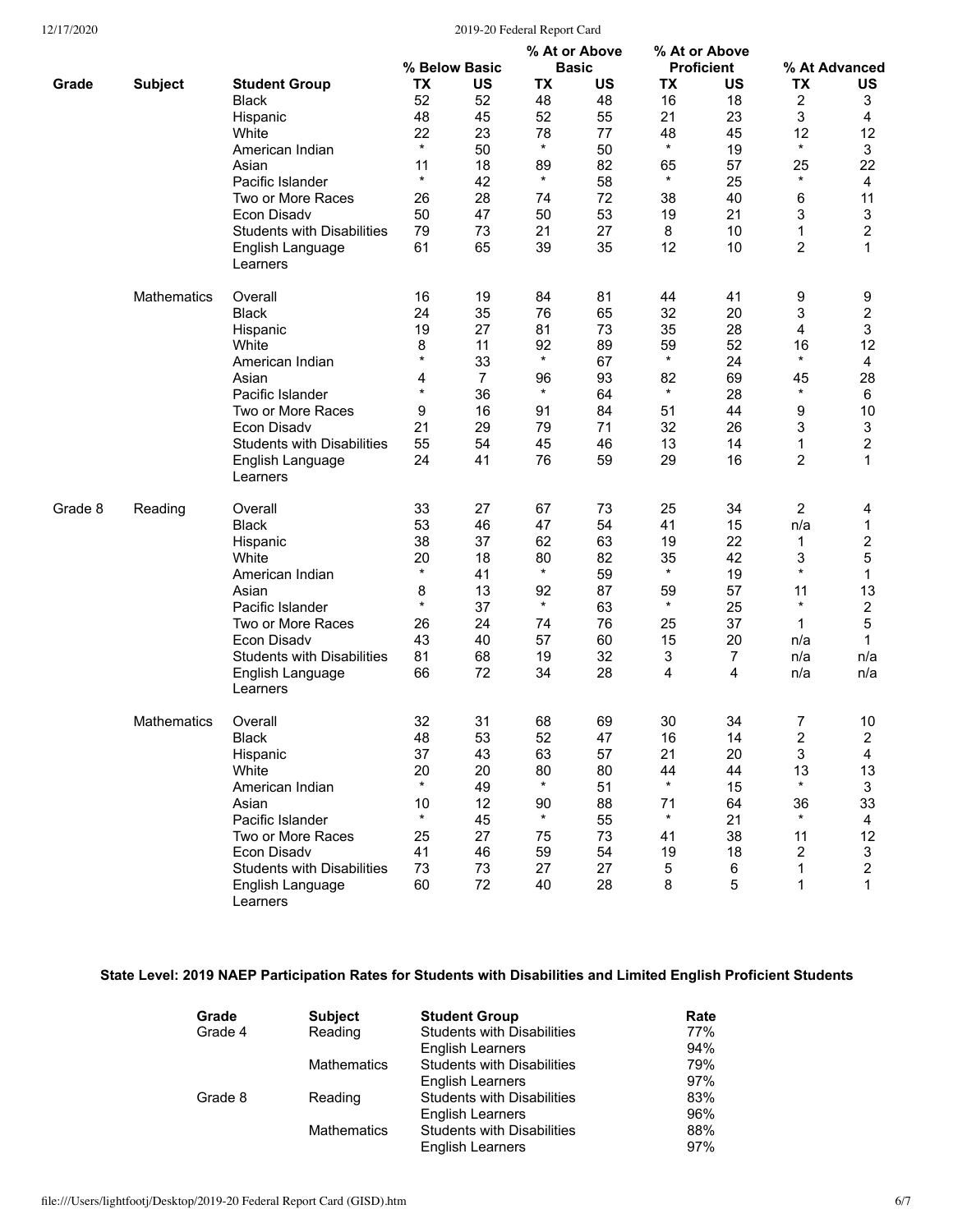| Grade | Subject | Student Group | % Below Basic TX | % Below Basic US | % At or Above Basic TX | % At or Above Basic US | % At or Above Proficient TX | % At or Above Proficient US | % At Advanced TX | % At Advanced US |
|---|---|---|---|---|---|---|---|---|---|---|
| | | Black | 52 | 52 | 48 | 48 | 16 | 18 | 2 | 3 |
| | | Hispanic | 48 | 45 | 52 | 55 | 21 | 23 | 3 | 4 |
| | | White | 22 | 23 | 78 | 77 | 48 | 45 | 12 | 12 |
| | | American Indian | * | 50 | * | 50 | * | 19 | * | 3 |
| | | Asian | 11 | 18 | 89 | 82 | 65 | 57 | 25 | 22 |
| | | Pacific Islander | * | 42 | * | 58 | * | 25 | * | 4 |
| | | Two or More Races | 26 | 28 | 74 | 72 | 38 | 40 | 6 | 11 |
| | | Econ Disadv | 50 | 47 | 50 | 53 | 19 | 21 | 3 | 3 |
| | | Students with Disabilities | 79 | 73 | 21 | 27 | 8 | 10 | 1 | 2 |
| | | English Language Learners | 61 | 65 | 39 | 35 | 12 | 10 | 2 | 1 |
| | Mathematics | Overall | 16 | 19 | 84 | 81 | 44 | 41 | 9 | 9 |
| | | Black | 24 | 35 | 76 | 65 | 32 | 20 | 3 | 2 |
| | | Hispanic | 19 | 27 | 81 | 73 | 35 | 28 | 4 | 3 |
| | | White | 8 | 11 | 92 | 89 | 59 | 52 | 16 | 12 |
| | | American Indian | * | 33 | * | 67 | * | 24 | * | 4 |
| | | Asian | 4 | 7 | 96 | 93 | 82 | 69 | 45 | 28 |
| | | Pacific Islander | * | 36 | * | 64 | * | 28 | * | 6 |
| | | Two or More Races | 9 | 16 | 91 | 84 | 51 | 44 | 9 | 10 |
| | | Econ Disadv | 21 | 29 | 79 | 71 | 32 | 26 | 3 | 3 |
| | | Students with Disabilities | 55 | 54 | 45 | 46 | 13 | 14 | 1 | 2 |
| | | English Language Learners | 24 | 41 | 76 | 59 | 29 | 16 | 2 | 1 |
| Grade 8 | Reading | Overall | 33 | 27 | 67 | 73 | 25 | 34 | 2 | 4 |
| | | Black | 53 | 46 | 47 | 54 | 41 | 15 | n/a | 1 |
| | | Hispanic | 38 | 37 | 62 | 63 | 19 | 22 | 1 | 2 |
| | | White | 20 | 18 | 80 | 82 | 35 | 42 | 3 | 5 |
| | | American Indian | * | 41 | * | 59 | * | 19 | * | 1 |
| | | Asian | 8 | 13 | 92 | 87 | 59 | 57 | 11 | 13 |
| | | Pacific Islander | * | 37 | * | 63 | * | 25 | * | 2 |
| | | Two or More Races | 26 | 24 | 74 | 76 | 25 | 37 | 1 | 5 |
| | | Econ Disadv | 43 | 40 | 57 | 60 | 15 | 20 | n/a | 1 |
| | | Students with Disabilities | 81 | 68 | 19 | 32 | 3 | 7 | n/a | n/a |
| | | English Language Learners | 66 | 72 | 34 | 28 | 4 | 4 | n/a | n/a |
| | Mathematics | Overall | 32 | 31 | 68 | 69 | 30 | 34 | 7 | 10 |
| | | Black | 48 | 53 | 52 | 47 | 16 | 14 | 2 | 2 |
| | | Hispanic | 37 | 43 | 63 | 57 | 21 | 20 | 3 | 4 |
| | | White | 20 | 20 | 80 | 80 | 44 | 44 | 13 | 13 |
| | | American Indian | * | 49 | * | 51 | * | 15 | * | 3 |
| | | Asian | 10 | 12 | 90 | 88 | 71 | 64 | 36 | 33 |
| | | Pacific Islander | * | 45 | * | 55 | * | 21 | * | 4 |
| | | Two or More Races | 25 | 27 | 75 | 73 | 41 | 38 | 11 | 12 |
| | | Econ Disadv | 41 | 46 | 59 | 54 | 19 | 18 | 2 | 3 |
| | | Students with Disabilities | 73 | 73 | 27 | 27 | 5 | 6 | 1 | 2 |
| | | English Language Learners | 60 | 72 | 40 | 28 | 8 | 5 | 1 | 1 |

## State Level: 2019 NAEP Participation Rates for Students with Disabilities and Limited English Proficient Students

| Grade | Subject | Student Group | Rate |
|---|---|---|---|
| Grade 4 | Reading | Students with Disabilities | 77% |
| | | English Learners | 94% |
| | Mathematics | Students with Disabilities | 79% |
| | | English Learners | 97% |
| Grade 8 | Reading | Students with Disabilities | 83% |
| | | English Learners | 96% |
| | Mathematics | Students with Disabilities | 88% |
| | | English Learners | 97% |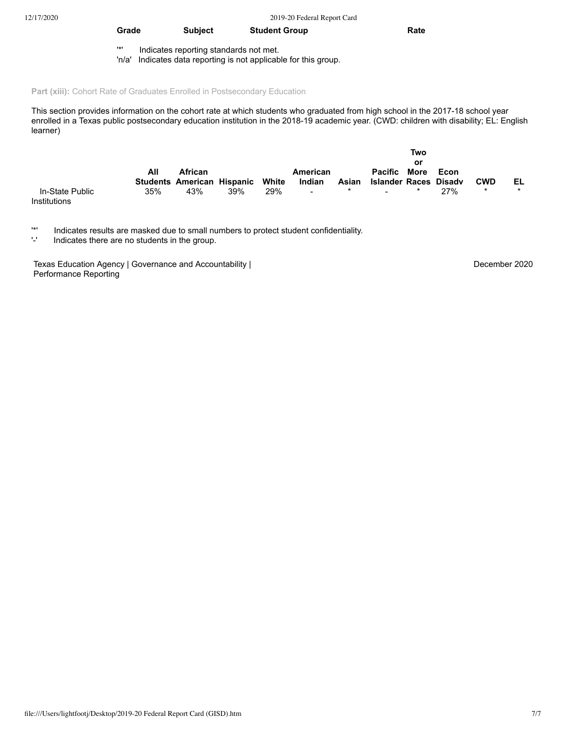| Grade | Subject | Student Group | Rate |
|---|---|---|---|

'*' Indicates reporting standards not met.
'n/a' Indicates data reporting is not applicable for this group.

**Part (xiii):** Cohort Rate of Graduates Enrolled in Postsecondary Education

This section provides information on the cohort rate at which students who graduated from high school in the 2017-18 school year enrolled in a Texas public postsecondary education institution in the 2018-19 academic year. (CWD: children with disability; EL: English learner)

| | All Students | African American | Hispanic | White | American Indian | Asian | Pacific Islander | Two or More Races | Econ Disadv | CWD | EL |
|---|---|---|---|---|---|---|---|---|---|---|---|
| In-State Public Institutions | 35% | 43% | 39% | 29% | - | * | - | * | 27% | * | * |

'*' Indicates results are masked due to small numbers to protect student confidentiality.
'-' Indicates there are no students in the group.

Texas Education Agency | Governance and Accountability | Performance Reporting

December 2020